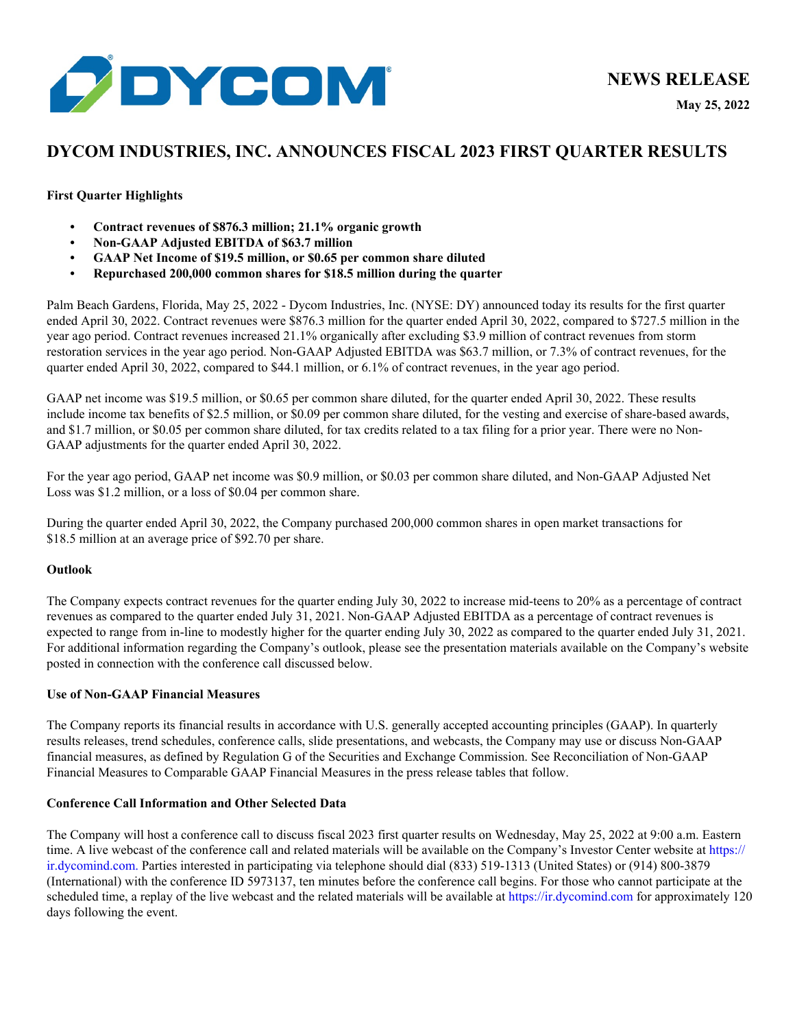DYCOM

# NEWS RELEASE

**May 25, 2022**

# DYCOM INDUSTRIES, INC. ANNOUNCES FISCAL 2023 FIRST QUARTER RESULTS

**First Quarter Highlights**

- **Contract revenues of $876.3 million; 21.1% organic growth**
- **Non-GAAP Adjusted EBITDA of $63.7 million**
- **GAAP Net Income of $19.5 million, or $0.65 per common share diluted**
- **Repurchased 200,000 common shares for $18.5 million during the quarter**

Palm Beach Gardens, Florida, May 25, 2022 - Dycom Industries, Inc. (NYSE: DY) announced today its results for the first quarter ended April 30, 2022. Contract revenues were $876.3 million for the quarter ended April 30, 2022, compared to $727.5 million in the year ago period. Contract revenues increased 21.1% organically after excluding $3.9 million of contract revenues from storm restoration services in the year ago period. Non-GAAP Adjusted EBITDA was $63.7 million, or 7.3% of contract revenues, for the quarter ended April 30, 2022, compared to $44.1 million, or 6.1% of contract revenues, in the year ago period.

GAAP net income was $19.5 million, or $0.65 per common share diluted, for the quarter ended April 30, 2022. These results include income tax benefits of $2.5 million, or $0.09 per common share diluted, for the vesting and exercise of share-based awards, and $1.7 million, or $0.05 per common share diluted, for tax credits related to a tax filing for a prior year. There were no Non-GAAP adjustments for the quarter ended April 30, 2022.

For the year ago period, GAAP net income was $0.9 million, or $0.03 per common share diluted, and Non-GAAP Adjusted Net Loss was $1.2 million, or a loss of $0.04 per common share.

During the quarter ended April 30, 2022, the Company purchased 200,000 common shares in open market transactions for $18.5 million at an average price of $92.70 per share.

**Outlook**

The Company expects contract revenues for the quarter ending July 30, 2022 to increase mid-teens to 20% as a percentage of contract revenues as compared to the quarter ended July 31, 2021. Non-GAAP Adjusted EBITDA as a percentage of contract revenues is expected to range from in-line to modestly higher for the quarter ending July 30, 2022 as compared to the quarter ended July 31, 2021. For additional information regarding the Company's outlook, please see the presentation materials available on the Company's website posted in connection with the conference call discussed below.

**Use of Non-GAAP Financial Measures**

The Company reports its financial results in accordance with U.S. generally accepted accounting principles (GAAP). In quarterly results releases, trend schedules, conference calls, slide presentations, and webcasts, the Company may use or discuss Non-GAAP financial measures, as defined by Regulation G of the Securities and Exchange Commission. See Reconciliation of Non-GAAP Financial Measures to Comparable GAAP Financial Measures in the press release tables that follow.

**Conference Call Information and Other Selected Data**

The Company will host a conference call to discuss fiscal 2023 first quarter results on Wednesday, May 25, 2022 at 9:00 a.m. Eastern time. A live webcast of the conference call and related materials will be available on the Company's Investor Center website at https://ir.dycomind.com. Parties interested in participating via telephone should dial (833) 519-1313 (United States) or (914) 800-3879 (International) with the conference ID 5973137, ten minutes before the conference call begins. For those who cannot participate at the scheduled time, a replay of the live webcast and the related materials will be available at https://ir.dycomind.com for approximately 120 days following the event.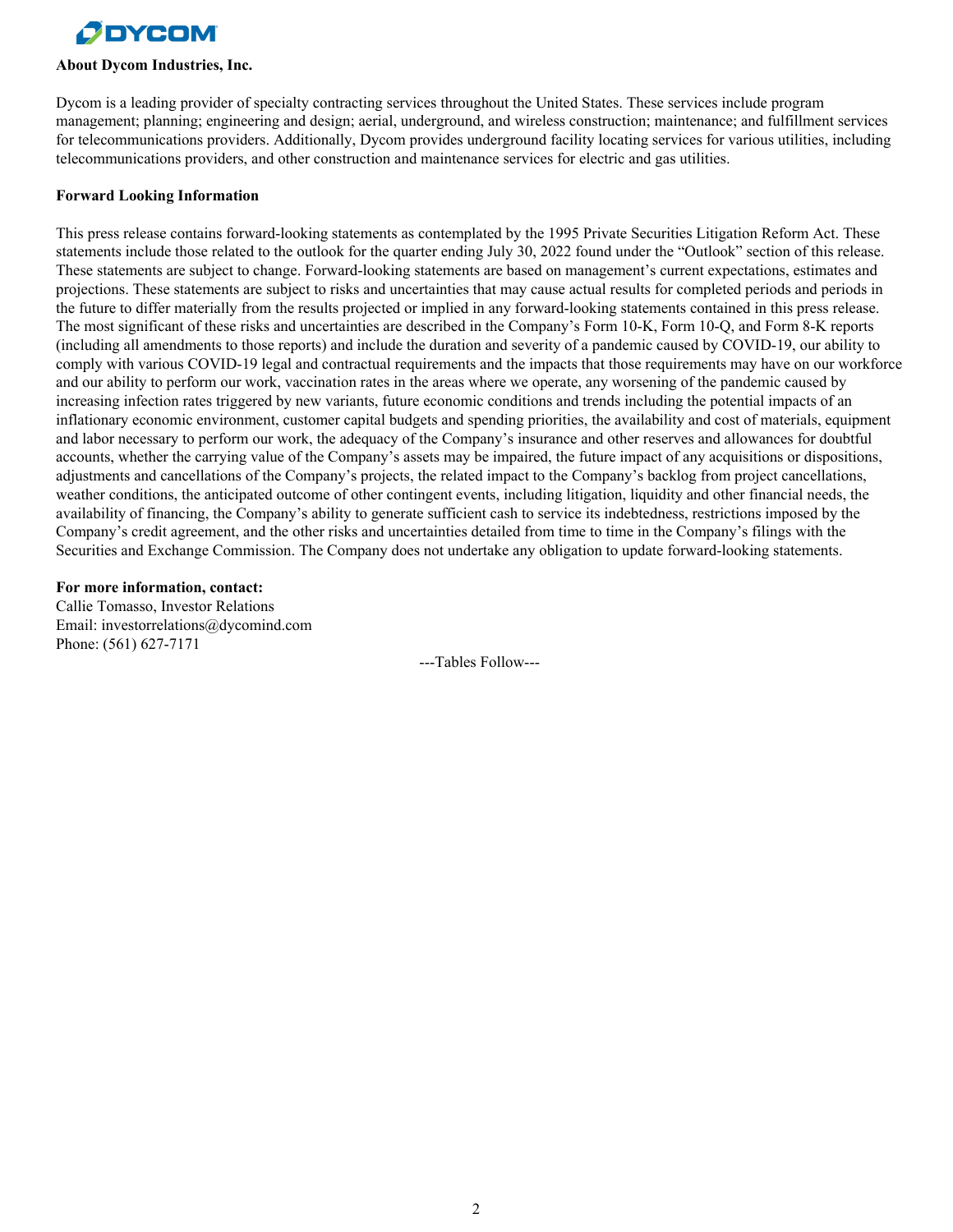**About Dycom Industries, Inc.**

Dycom is a leading provider of specialty contracting services throughout the United States. These services include program management; planning; engineering and design; aerial, underground, and wireless construction; maintenance; and fulfillment services for telecommunications providers. Additionally, Dycom provides underground facility locating services for various utilities, including telecommunications providers, and other construction and maintenance services for electric and gas utilities.

**Forward Looking Information**

This press release contains forward-looking statements as contemplated by the 1995 Private Securities Litigation Reform Act. These statements include those related to the outlook for the quarter ending July 30, 2022 found under the "Outlook" section of this release. These statements are subject to change. Forward-looking statements are based on management's current expectations, estimates and projections. These statements are subject to risks and uncertainties that may cause actual results for completed periods and periods in the future to differ materially from the results projected or implied in any forward-looking statements contained in this press release. The most significant of these risks and uncertainties are described in the Company's Form 10-K, Form 10-Q, and Form 8-K reports (including all amendments to those reports) and include the duration and severity of a pandemic caused by COVID-19, our ability to comply with various COVID-19 legal and contractual requirements and the impacts that those requirements may have on our workforce and our ability to perform our work, vaccination rates in the areas where we operate, any worsening of the pandemic caused by increasing infection rates triggered by new variants, future economic conditions and trends including the potential impacts of an inflationary economic environment, customer capital budgets and spending priorities, the availability and cost of materials, equipment and labor necessary to perform our work, the adequacy of the Company's insurance and other reserves and allowances for doubtful accounts, whether the carrying value of the Company's assets may be impaired, the future impact of any acquisitions or dispositions, adjustments and cancellations of the Company's projects, the related impact to the Company's backlog from project cancellations, weather conditions, the anticipated outcome of other contingent events, including litigation, liquidity and other financial needs, the availability of financing, the Company's ability to generate sufficient cash to service its indebtedness, restrictions imposed by the Company's credit agreement, and the other risks and uncertainties detailed from time to time in the Company's filings with the Securities and Exchange Commission. The Company does not undertake any obligation to update forward-looking statements.

**For more information, contact:**
Callie Tomasso, Investor Relations
Email: investorrelations@dycomind.com
Phone: (561) 627-7171

---Tables Follow---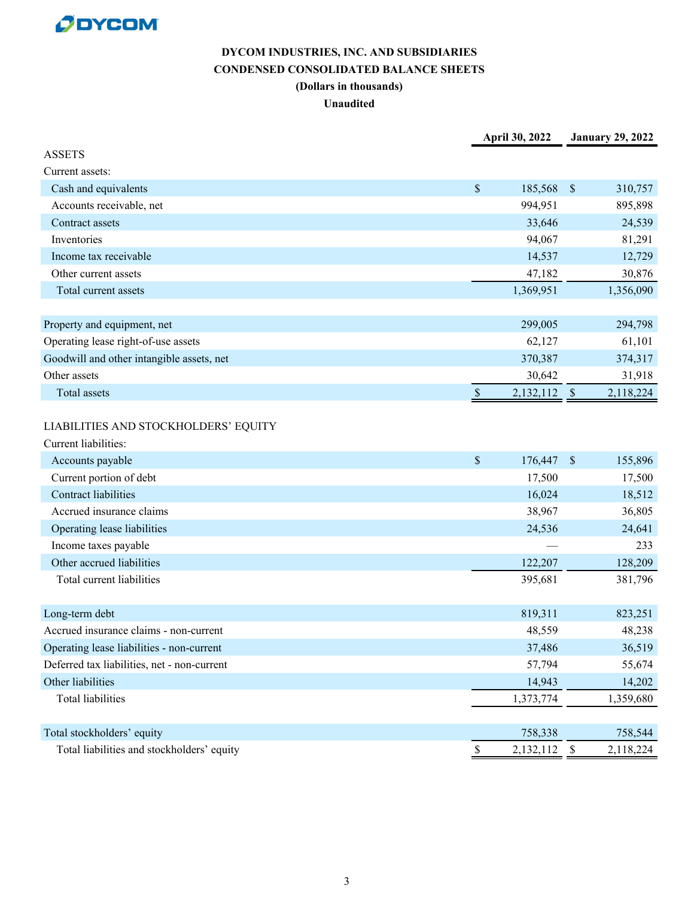**DYCOM**

# DYCOM INDUSTRIES, INC. AND SUBSIDIARIES
## CONDENSED CONSOLIDATED BALANCE SHEETS
**(Dollars in thousands)**
**Unaudited**

| | April 30, 2022 | January 29, 2022 |
|---|---|---|
| **ASSETS** | | |
| Current assets: | | |
| Cash and equivalents | $ 185,568 | $ 310,757 |
| Accounts receivable, net | 994,951 | 895,898 |
| Contract assets | 33,646 | 24,539 |
| Inventories | 94,067 | 81,291 |
| Income tax receivable | 14,537 | 12,729 |
| Other current assets | 47,182 | 30,876 |
| Total current assets | 1,369,951 | 1,356,090 |
| | | |
| Property and equipment, net | 299,005 | 294,798 |
| Operating lease right-of-use assets | 62,127 | 61,101 |
| Goodwill and other intangible assets, net | 370,387 | 374,317 |
| Other assets | 30,642 | 31,918 |
| Total assets | $ 2,132,112 | $ 2,118,224 |
| | | |
| **LIABILITIES AND STOCKHOLDERS' EQUITY** | | |
| Current liabilities: | | |
| Accounts payable | $ 176,447 | $ 155,896 |
| Current portion of debt | 17,500 | 17,500 |
| Contract liabilities | 16,024 | 18,512 |
| Accrued insurance claims | 38,967 | 36,805 |
| Operating lease liabilities | 24,536 | 24,641 |
| Income taxes payable | — | 233 |
| Other accrued liabilities | 122,207 | 128,209 |
| Total current liabilities | 395,681 | 381,796 |
| | | |
| Long-term debt | 819,311 | 823,251 |
| Accrued insurance claims - non-current | 48,559 | 48,238 |
| Operating lease liabilities - non-current | 37,486 | 36,519 |
| Deferred tax liabilities, net - non-current | 57,794 | 55,674 |
| Other liabilities | 14,943 | 14,202 |
| Total liabilities | 1,373,774 | 1,359,680 |
| | | |
| Total stockholders' equity | 758,338 | 758,544 |
| Total liabilities and stockholders' equity | $ 2,132,112 | $ 2,118,224 |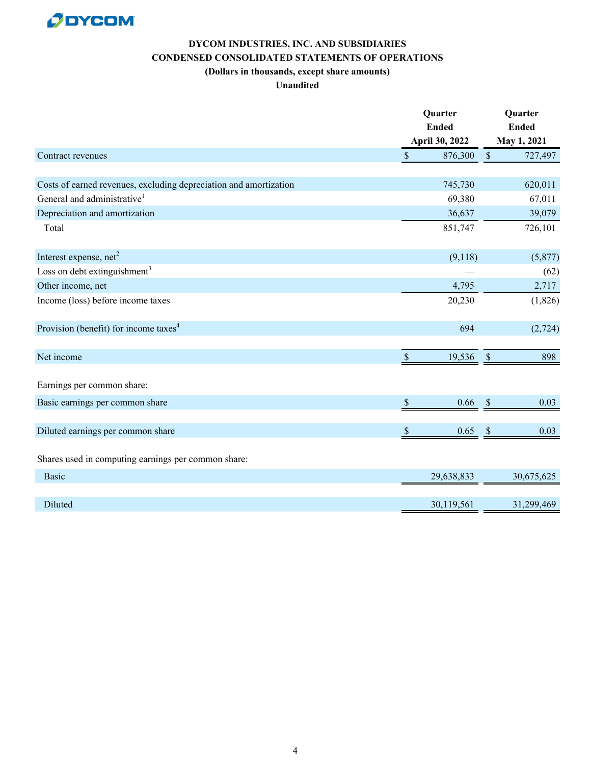# DYCOM INDUSTRIES, INC. AND SUBSIDIARIES

## CONDENSED CONSOLIDATED STATEMENTS OF OPERATIONS

**(Dollars in thousands, except share amounts)**

**Unaudited**

| | Quarter Ended April 30, 2022 | Quarter Ended May 1, 2021 |
|---|---|---|
| Contract revenues | $ 876,300 | $ 727,497 |
| | | |
| Costs of earned revenues, excluding depreciation and amortization | 745,730 | 620,011 |
| General and administrative[1] | 69,380 | 67,011 |
| Depreciation and amortization | 36,637 | 39,079 |
| Total | 851,747 | 726,101 |
| | | |
| Interest expense, net[2] | (9,118) | (5,877) |
| Loss on debt extinguishment[3] | — | (62) |
| Other income, net | 4,795 | 2,717 |
| Income (loss) before income taxes | 20,230 | (1,826) |
| | | |
| Provision (benefit) for income taxes[4] | 694 | (2,724) |
| | | |
| Net income | $ 19,536 | $ 898 |
| | | |
| Earnings per common share: | | |
| Basic earnings per common share | $ 0.66 | $ 0.03 |
| | | |
| Diluted earnings per common share | $ 0.65 | $ 0.03 |
| | | |
| Shares used in computing earnings per common share: | | |
| Basic | 29,638,833 | 30,675,625 |
| | | |
| Diluted | 30,119,561 | 31,299,469 |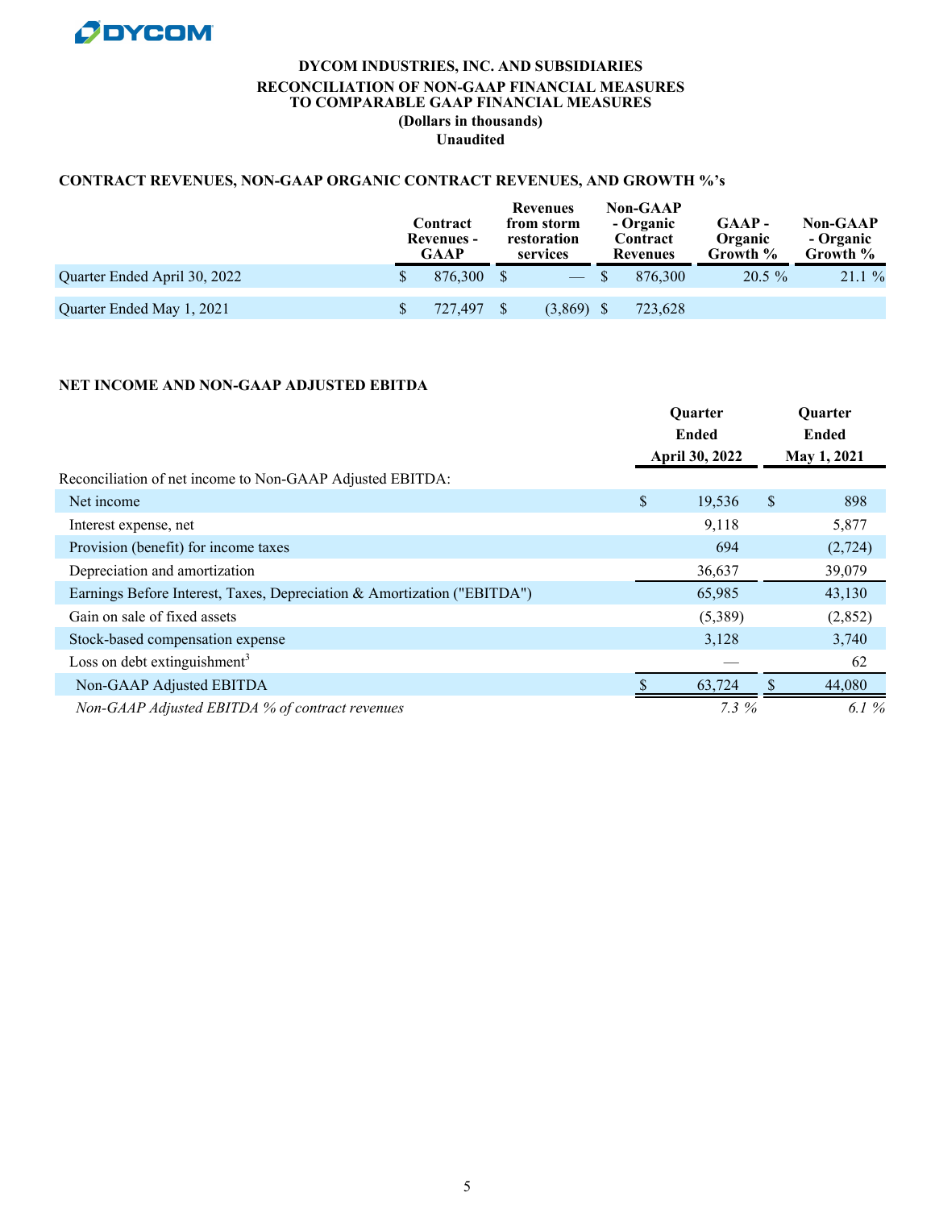# DYCOM

**DYCOM INDUSTRIES, INC. AND SUBSIDIARIES**
**RECONCILIATION OF NON-GAAP FINANCIAL MEASURES TO COMPARABLE GAAP FINANCIAL MEASURES**
**(Dollars in thousands)**
**Unaudited**

## CONTRACT REVENUES, NON-GAAP ORGANIC CONTRACT REVENUES, AND GROWTH %'s

| | Contract Revenues - GAAP | Revenues from storm restoration services | Non-GAAP - Organic Contract Revenues | GAAP - Organic Growth % | Non-GAAP - Organic Growth % |
|---|---|---|---|---|---|
| Quarter Ended April 30, 2022 | $ 876,300 | $ — | $ 876,300 | 20.5 % | 21.1 % |
| Quarter Ended May 1, 2021 | $ 727,497 | $ (3,869) | $ 723,628 | | |

## NET INCOME AND NON-GAAP ADJUSTED EBITDA

| | Quarter Ended April 30, 2022 | Quarter Ended May 1, 2021 |
|---|---|---|
| Reconciliation of net income to Non-GAAP Adjusted EBITDA: | | |
| Net income | $ 19,536 | $ 898 |
| Interest expense, net | 9,118 | 5,877 |
| Provision (benefit) for income taxes | 694 | (2,724) |
| Depreciation and amortization | 36,637 | 39,079 |
| Earnings Before Interest, Taxes, Depreciation & Amortization ("EBITDA") | 65,985 | 43,130 |
| Gain on sale of fixed assets | (5,389) | (2,852) |
| Stock-based compensation expense | 3,128 | 3,740 |
| Loss on debt extinguishment[3] | — | 62 |
| Non-GAAP Adjusted EBITDA | $ 63,724 | $ 44,080 |
| *Non-GAAP Adjusted EBITDA % of contract revenues* | *7.3 %* | *6.1 %* |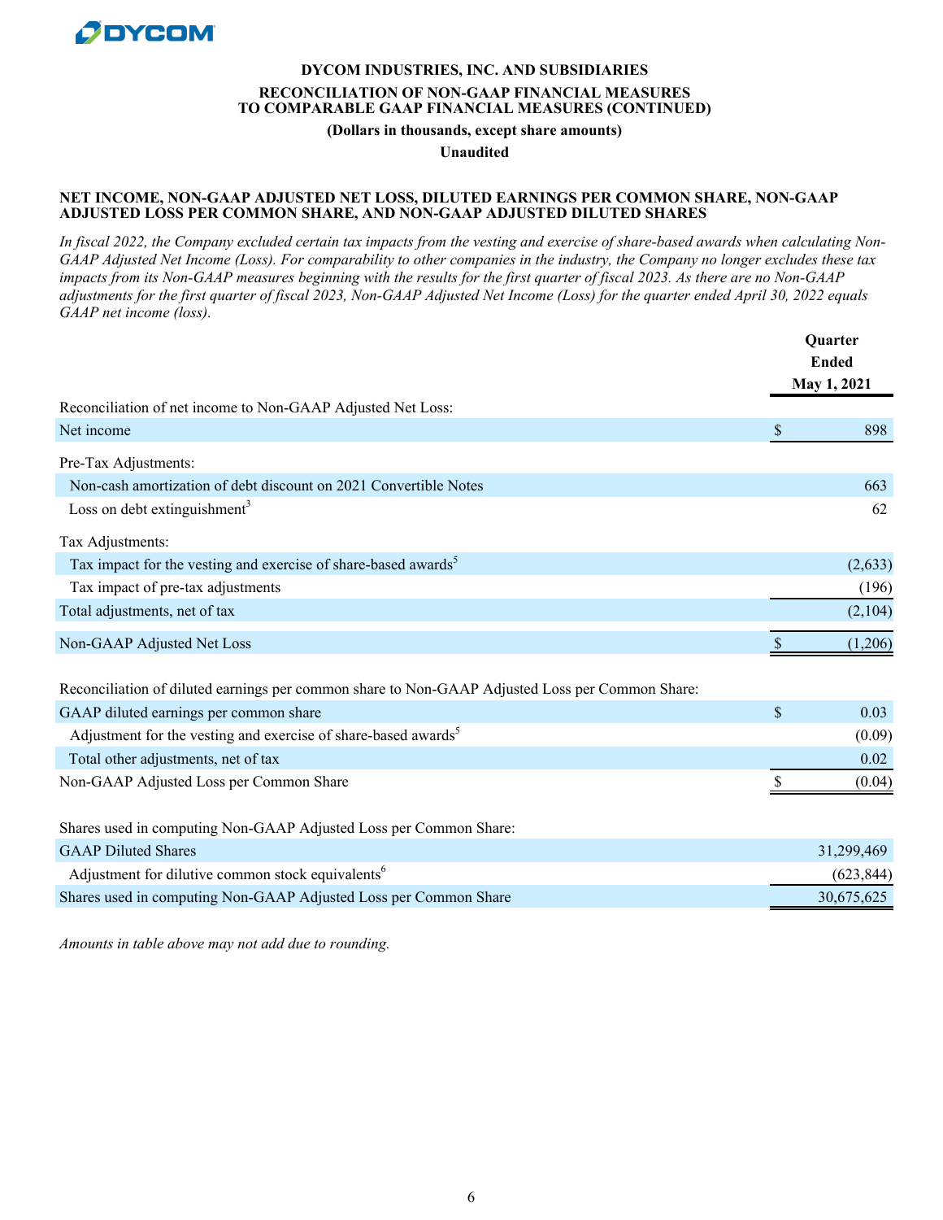**DYCOM INDUSTRIES, INC. AND SUBSIDIARIES**

**RECONCILIATION OF NON-GAAP FINANCIAL MEASURES TO COMPARABLE GAAP FINANCIAL MEASURES (CONTINUED)**

**(Dollars in thousands, except share amounts)**

**Unaudited**

**NET INCOME, NON-GAAP ADJUSTED NET LOSS, DILUTED EARNINGS PER COMMON SHARE, NON-GAAP ADJUSTED LOSS PER COMMON SHARE, AND NON-GAAP ADJUSTED DILUTED SHARES**

*In fiscal 2022, the Company excluded certain tax impacts from the vesting and exercise of share-based awards when calculating Non-GAAP Adjusted Net Income (Loss). For comparability to other companies in the industry, the Company no longer excludes these tax impacts from its Non-GAAP measures beginning with the results for the first quarter of fiscal 2023. As there are no Non-GAAP adjustments for the first quarter of fiscal 2023, Non-GAAP Adjusted Net Income (Loss) for the quarter ended April 30, 2022 equals GAAP net income (loss).*

| | Quarter Ended May 1, 2021 |
|---|---|
| Reconciliation of net income to Non-GAAP Adjusted Net Loss: | |
| Net income | $ 898 |
| Pre-Tax Adjustments: | |
| Non-cash amortization of debt discount on 2021 Convertible Notes | 663 |
| Loss on debt extinguishment[3] | 62 |
| Tax Adjustments: | |
| Tax impact for the vesting and exercise of share-based awards[5] | (2,633) |
| Tax impact of pre-tax adjustments | (196) |
| Total adjustments, net of tax | (2,104) |
| Non-GAAP Adjusted Net Loss | $ (1,206) |
| | |
| Reconciliation of diluted earnings per common share to Non-GAAP Adjusted Loss per Common Share: | |
| GAAP diluted earnings per common share | $ 0.03 |
| Adjustment for the vesting and exercise of share-based awards[5] | (0.09) |
| Total other adjustments, net of tax | 0.02 |
| Non-GAAP Adjusted Loss per Common Share | $ (0.04) |
| | |
| Shares used in computing Non-GAAP Adjusted Loss per Common Share: | |
| GAAP Diluted Shares | 31,299,469 |
| Adjustment for dilutive common stock equivalents[6] | (623,844) |
| Shares used in computing Non-GAAP Adjusted Loss per Common Share | 30,675,625 |

*Amounts in table above may not add due to rounding.*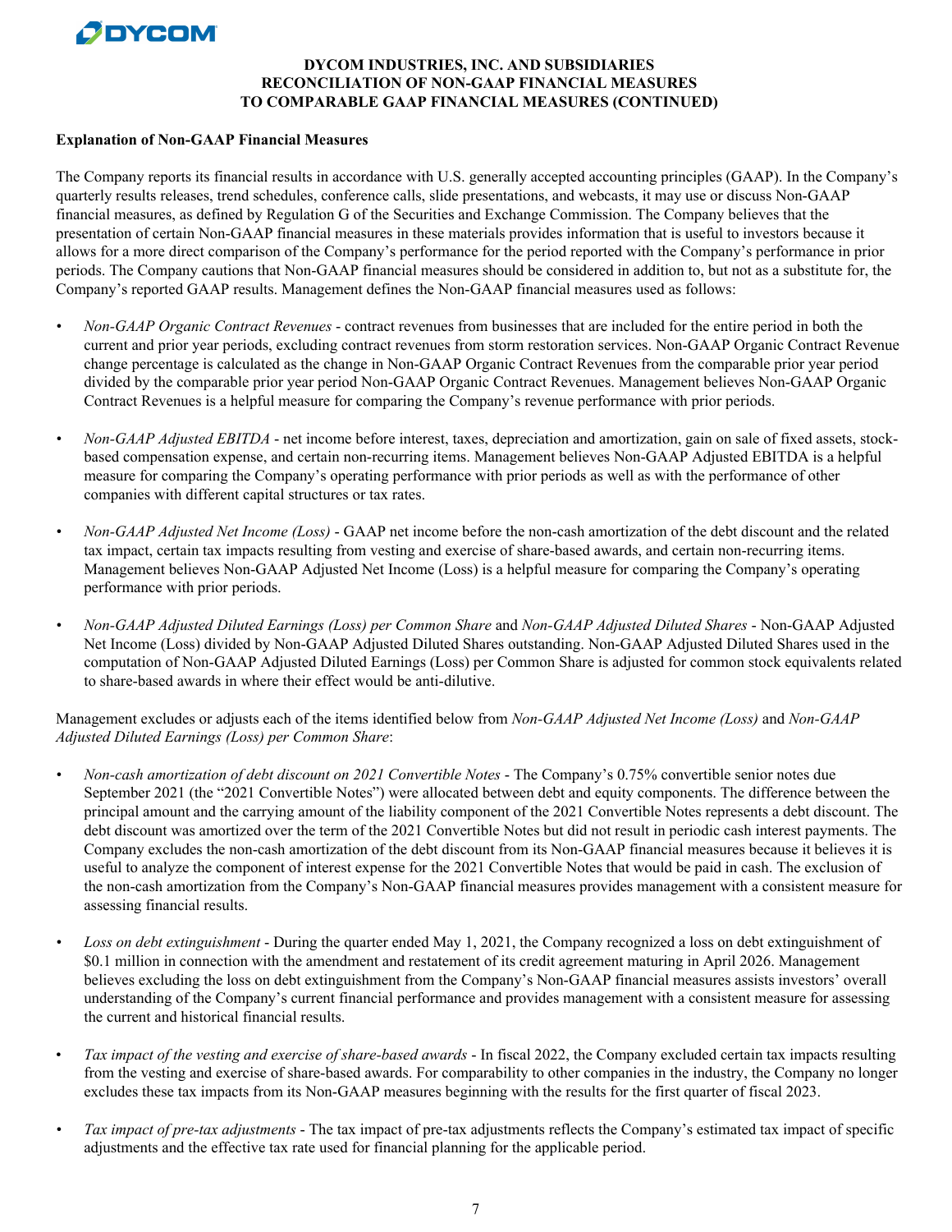**DYCOM INDUSTRIES, INC. AND SUBSIDIARIES**
**RECONCILIATION OF NON-GAAP FINANCIAL MEASURES**
**TO COMPARABLE GAAP FINANCIAL MEASURES (CONTINUED)**

**Explanation of Non-GAAP Financial Measures**

The Company reports its financial results in accordance with U.S. generally accepted accounting principles (GAAP). In the Company's quarterly results releases, trend schedules, conference calls, slide presentations, and webcasts, it may use or discuss Non-GAAP financial measures, as defined by Regulation G of the Securities and Exchange Commission. The Company believes that the presentation of certain Non-GAAP financial measures in these materials provides information that is useful to investors because it allows for a more direct comparison of the Company's performance for the period reported with the Company's performance in prior periods. The Company cautions that Non-GAAP financial measures should be considered in addition to, but not as a substitute for, the Company's reported GAAP results. Management defines the Non-GAAP financial measures used as follows:

- *Non-GAAP Organic Contract Revenues* - contract revenues from businesses that are included for the entire period in both the current and prior year periods, excluding contract revenues from storm restoration services. Non-GAAP Organic Contract Revenue change percentage is calculated as the change in Non-GAAP Organic Contract Revenues from the comparable prior year period divided by the comparable prior year period Non-GAAP Organic Contract Revenues. Management believes Non-GAAP Organic Contract Revenues is a helpful measure for comparing the Company's revenue performance with prior periods.

- *Non-GAAP Adjusted EBITDA* - net income before interest, taxes, depreciation and amortization, gain on sale of fixed assets, stock-based compensation expense, and certain non-recurring items. Management believes Non-GAAP Adjusted EBITDA is a helpful measure for comparing the Company's operating performance with prior periods as well as with the performance of other companies with different capital structures or tax rates.

- *Non-GAAP Adjusted Net Income (Loss)* - GAAP net income before the non-cash amortization of the debt discount and the related tax impact, certain tax impacts resulting from vesting and exercise of share-based awards, and certain non-recurring items. Management believes Non-GAAP Adjusted Net Income (Loss) is a helpful measure for comparing the Company's operating performance with prior periods.

- *Non-GAAP Adjusted Diluted Earnings (Loss) per Common Share* and *Non-GAAP Adjusted Diluted Shares* - Non-GAAP Adjusted Net Income (Loss) divided by Non-GAAP Adjusted Diluted Shares outstanding. Non-GAAP Adjusted Diluted Shares used in the computation of Non-GAAP Adjusted Diluted Earnings (Loss) per Common Share is adjusted for common stock equivalents related to share-based awards in where their effect would be anti-dilutive.

Management excludes or adjusts each of the items identified below from *Non-GAAP Adjusted Net Income (Loss)* and *Non-GAAP Adjusted Diluted Earnings (Loss) per Common Share*:

- *Non-cash amortization of debt discount on 2021 Convertible Notes* - The Company's 0.75% convertible senior notes due September 2021 (the "2021 Convertible Notes") were allocated between debt and equity components. The difference between the principal amount and the carrying amount of the liability component of the 2021 Convertible Notes represents a debt discount. The debt discount was amortized over the term of the 2021 Convertible Notes but did not result in periodic cash interest payments. The Company excludes the non-cash amortization of the debt discount from its Non-GAAP financial measures because it believes it is useful to analyze the component of interest expense for the 2021 Convertible Notes that would be paid in cash. The exclusion of the non-cash amortization from the Company's Non-GAAP financial measures provides management with a consistent measure for assessing financial results.

- *Loss on debt extinguishment* - During the quarter ended May 1, 2021, the Company recognized a loss on debt extinguishment of $0.1 million in connection with the amendment and restatement of its credit agreement maturing in April 2026. Management believes excluding the loss on debt extinguishment from the Company's Non-GAAP financial measures assists investors' overall understanding of the Company's current financial performance and provides management with a consistent measure for assessing the current and historical financial results.

- *Tax impact of the vesting and exercise of share-based awards* - In fiscal 2022, the Company excluded certain tax impacts resulting from the vesting and exercise of share-based awards. For comparability to other companies in the industry, the Company no longer excludes these tax impacts from its Non-GAAP measures beginning with the results for the first quarter of fiscal 2023.

- *Tax impact of pre-tax adjustments* - The tax impact of pre-tax adjustments reflects the Company's estimated tax impact of specific adjustments and the effective tax rate used for financial planning for the applicable period.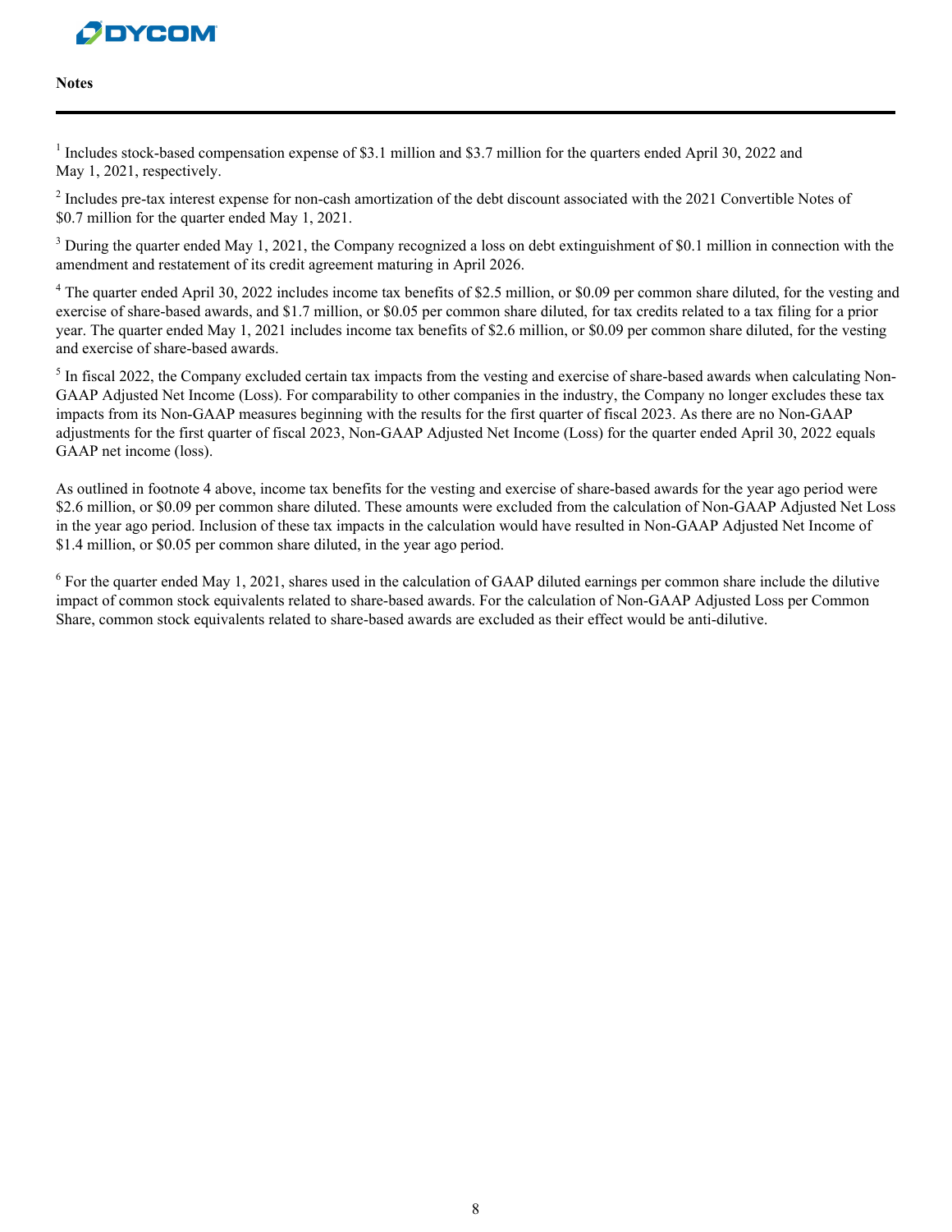**Notes**

---

[1] Includes stock-based compensation expense of $3.1 million and $3.7 million for the quarters ended April 30, 2022 and May 1, 2021, respectively.

[2] Includes pre-tax interest expense for non-cash amortization of the debt discount associated with the 2021 Convertible Notes of $0.7 million for the quarter ended May 1, 2021.

[3] During the quarter ended May 1, 2021, the Company recognized a loss on debt extinguishment of $0.1 million in connection with the amendment and restatement of its credit agreement maturing in April 2026.

[4] The quarter ended April 30, 2022 includes income tax benefits of $2.5 million, or $0.09 per common share diluted, for the vesting and exercise of share-based awards, and $1.7 million, or $0.05 per common share diluted, for tax credits related to a tax filing for a prior year. The quarter ended May 1, 2021 includes income tax benefits of $2.6 million, or $0.09 per common share diluted, for the vesting and exercise of share-based awards.

[5] In fiscal 2022, the Company excluded certain tax impacts from the vesting and exercise of share-based awards when calculating Non-GAAP Adjusted Net Income (Loss). For comparability to other companies in the industry, the Company no longer excludes these tax impacts from its Non-GAAP measures beginning with the results for the first quarter of fiscal 2023. As there are no Non-GAAP adjustments for the first quarter of fiscal 2023, Non-GAAP Adjusted Net Income (Loss) for the quarter ended April 30, 2022 equals GAAP net income (loss).

As outlined in footnote 4 above, income tax benefits for the vesting and exercise of share-based awards for the year ago period were $2.6 million, or $0.09 per common share diluted. These amounts were excluded from the calculation of Non-GAAP Adjusted Net Loss in the year ago period. Inclusion of these tax impacts in the calculation would have resulted in Non-GAAP Adjusted Net Income of $1.4 million, or $0.05 per common share diluted, in the year ago period.

[6] For the quarter ended May 1, 2021, shares used in the calculation of GAAP diluted earnings per common share include the dilutive impact of common stock equivalents related to share-based awards. For the calculation of Non-GAAP Adjusted Loss per Common Share, common stock equivalents related to share-based awards are excluded as their effect would be anti-dilutive.